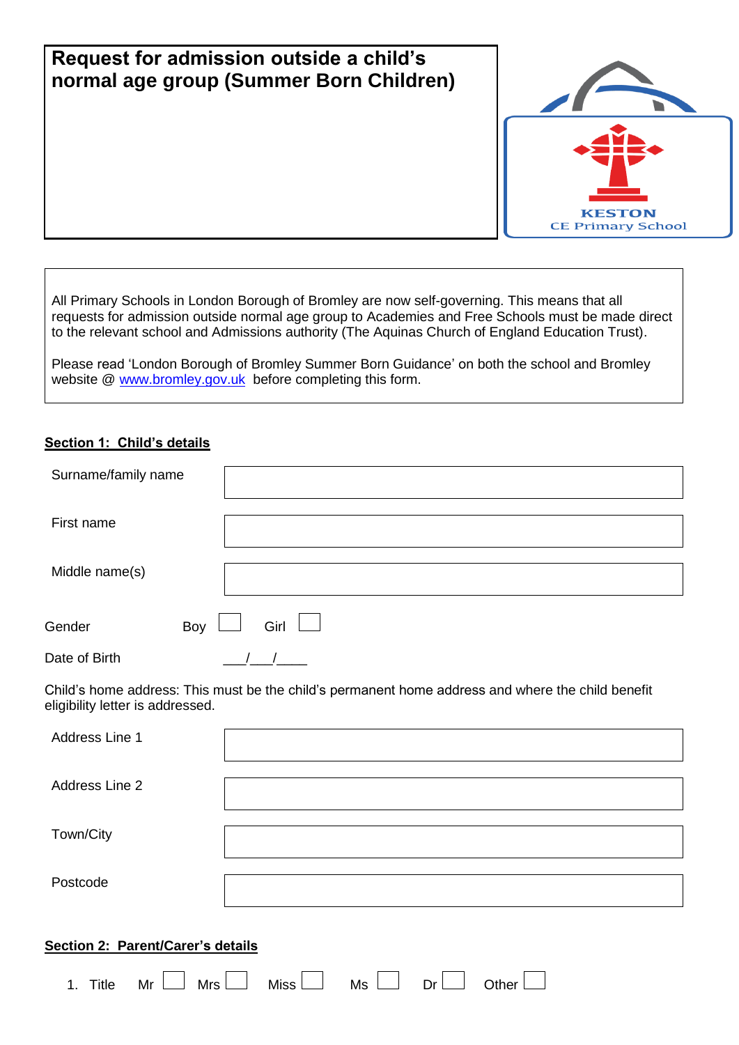# Request for admission outside a child's normal age group (Summer Born Children)

KESTON
CE Primary School

All Primary Schools in London Borough of Bromley are now self-governing. This means that all requests for admission outside normal age group to Academies and Free Schools must be made direct to the relevant school and Admissions authority (The Aquinas Church of England Education Trust).

Please read 'London Borough of Bromley Summer Born Guidance' on both the school and Bromley website @ [www.bromley.gov.uk](http://www.bromley.gov.uk) before completing this form.

## Section 1: Child's details

| | |
|---|---|
| Surname/family name | |
| First name | |
| Middle name(s) | |

Gender Boy ☐ Girl ☐

Date of Birth \_\_\_/\_\_\_/\_\_\_\_

Child's home address: This must be the child's permanent home address and where the child benefit eligibility letter is addressed.

| | |
|---|---|
| Address Line 1 | |
| Address Line 2 | |
| Town/City | |
| Postcode | |

## Section 2: Parent/Carer's details

1. Title Mr ☐ Mrs ☐ Miss ☐ Ms ☐ Dr ☐ Other ☐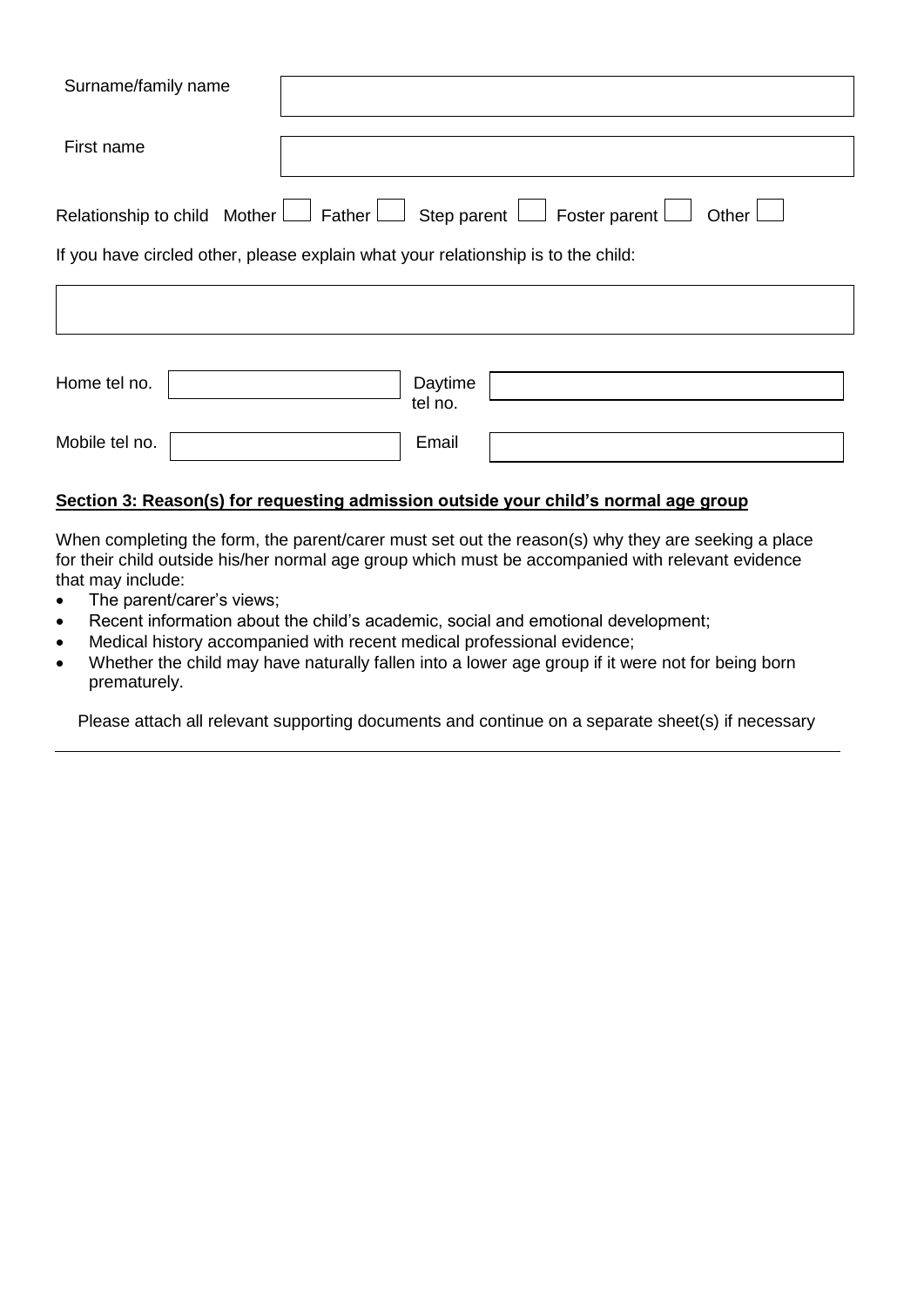| | |
|---|---|
| Surname/family name | |
| First name | |

Relationship to child Mother ☐ Father ☐ Step parent ☐ Foster parent ☐ Other ☐

If you have circled other, please explain what your relationship is to the child:

| |
|---|
| |

| | | | |
|---|---|---|---|
| Home tel no. | | Daytime tel no. | |
| Mobile tel no. | | Email | |

## Section 3: Reason(s) for requesting admission outside your child's normal age group

When completing the form, the parent/carer must set out the reason(s) why they are seeking a place for their child outside his/her normal age group which must be accompanied with relevant evidence that may include:

- The parent/carer's views;
- Recent information about the child's academic, social and emotional development;
- Medical history accompanied with recent medical professional evidence;
- Whether the child may have naturally fallen into a lower age group if it were not for being born prematurely.

Please attach all relevant supporting documents and continue on a separate sheet(s) if necessary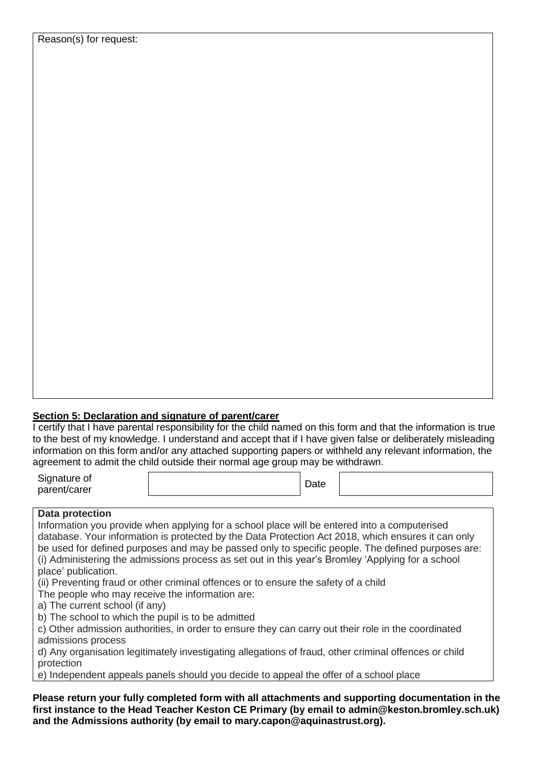Reason(s) for request:

**Section 5: Declaration and signature of parent/carer**

I certify that I have parental responsibility for the child named on this form and that the information is true to the best of my knowledge. I understand and accept that if I have given false or deliberately misleading information on this form and/or any attached supporting papers or withheld any relevant information, the agreement to admit the child outside their normal age group may be withdrawn.

| | | | |
|---|---|---|---|
| Signature of parent/carer | | Date | |

**Data protection**

Information you provide when applying for a school place will be entered into a computerised database. Your information is protected by the Data Protection Act 2018, which ensures it can only be used for defined purposes and may be passed only to specific people. The defined purposes are:

(i) Administering the admissions process as set out in this year's Bromley 'Applying for a school place' publication.

(ii) Preventing fraud or other criminal offences or to ensure the safety of a child

The people who may receive the information are:

a) The current school (if any)

b) The school to which the pupil is to be admitted

c) Other admission authorities, in order to ensure they can carry out their role in the coordinated admissions process

d) Any organisation legitimately investigating allegations of fraud, other criminal offences or child protection

e) Independent appeals panels should you decide to appeal the offer of a school place

**Please return your fully completed form with all attachments and supporting documentation in the first instance to the Head Teacher Keston CE Primary (by email to admin@keston.bromley.sch.uk) and the Admissions authority (by email to mary.capon@aquinastrust.org).**